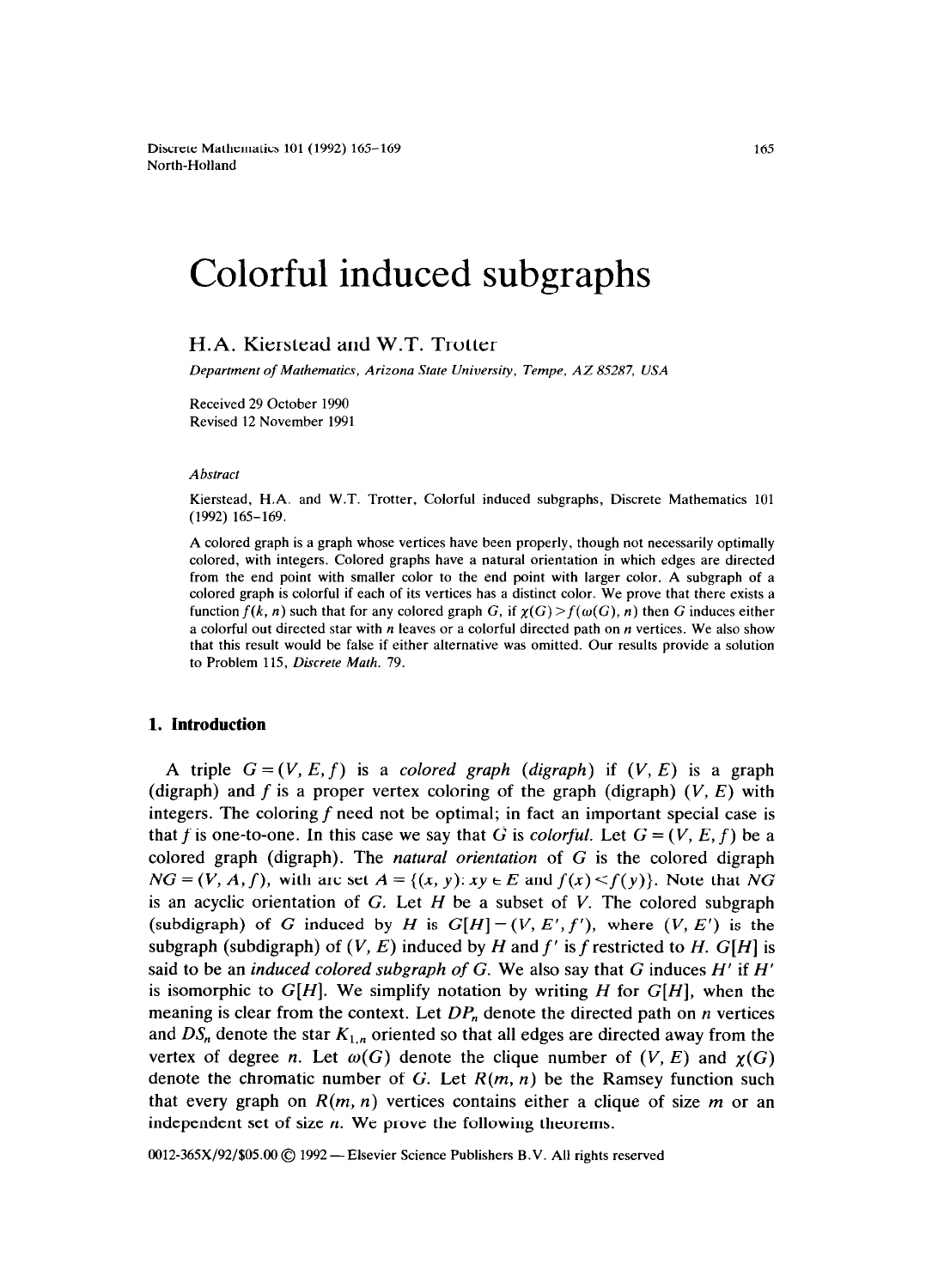# Colorful induced subgraphs

H.A. Kierstead and W.T. Trotter

*Department of Mathematics, Arizona State University, Tempe, AZ 85287, USA*

Received 29 October 1990
Revised 12 November 1991

*Abstract*

Kierstead, H.A. and W.T. Trotter, Colorful induced subgraphs, Discrete Mathematics 101 (1992) 165–169.

A colored graph is a graph whose vertices have been properly, though not necessarily optimally colored, with integers. Colored graphs have a natural orientation in which edges are directed from the end point with smaller color to the end point with larger color. A subgraph of a colored graph is colorful if each of its vertices has a distinct color. We prove that there exists a function $f(k, n)$ such that for any colored graph $G$, if $\chi(G) > f(\omega(G), n)$ then $G$ induces either a colorful out directed star with $n$ leaves or a colorful directed path on $n$ vertices. We also show that this result would be false if either alternative was omitted. Our results provide a solution to Problem 115, *Discrete Math.* 79.

## 1. Introduction

A triple $G = (V, E, f)$ is a *colored graph* (*digraph*) if $(V, E)$ is a graph (digraph) and $f$ is a proper vertex coloring of the graph (digraph) $(V, E)$ with integers. The coloring $f$ need not be optimal; in fact an important special case is that $f$ is one-to-one. In this case we say that $G$ is *colorful*. Let $G = (V, E, f)$ be a colored graph (digraph). The *natural orientation* of $G$ is the colored digraph $NG = (V, A, f)$, with arc set $A = \{(x, y) : xy \in E \text{ and } f(x) < f(y)\}$. Note that $NG$ is an acyclic orientation of $G$. Let $H$ be a subset of $V$. The colored subgraph (subdigraph) of $G$ induced by $H$ is $G[H] = (V, E', f')$, where $(V, E')$ is the subgraph (subdigraph) of $(V, E)$ induced by $H$ and $f'$ is $f$ restricted to $H$. $G[H]$ is said to be an *induced colored subgraph of* $G$. We also say that $G$ induces $H'$ if $H'$ is isomorphic to $G[H]$. We simplify notation by writing $H$ for $G[H]$, when the meaning is clear from the context. Let $DP_n$ denote the directed path on $n$ vertices and $DS_n$ denote the star $K_{1,n}$ oriented so that all edges are directed away from the vertex of degree $n$. Let $\omega(G)$ denote the clique number of $(V, E)$ and $\chi(G)$ denote the chromatic number of $G$. Let $R(m, n)$ be the Ramsey function such that every graph on $R(m, n)$ vertices contains either a clique of size $m$ or an independent set of size $n$. We prove the following theorems.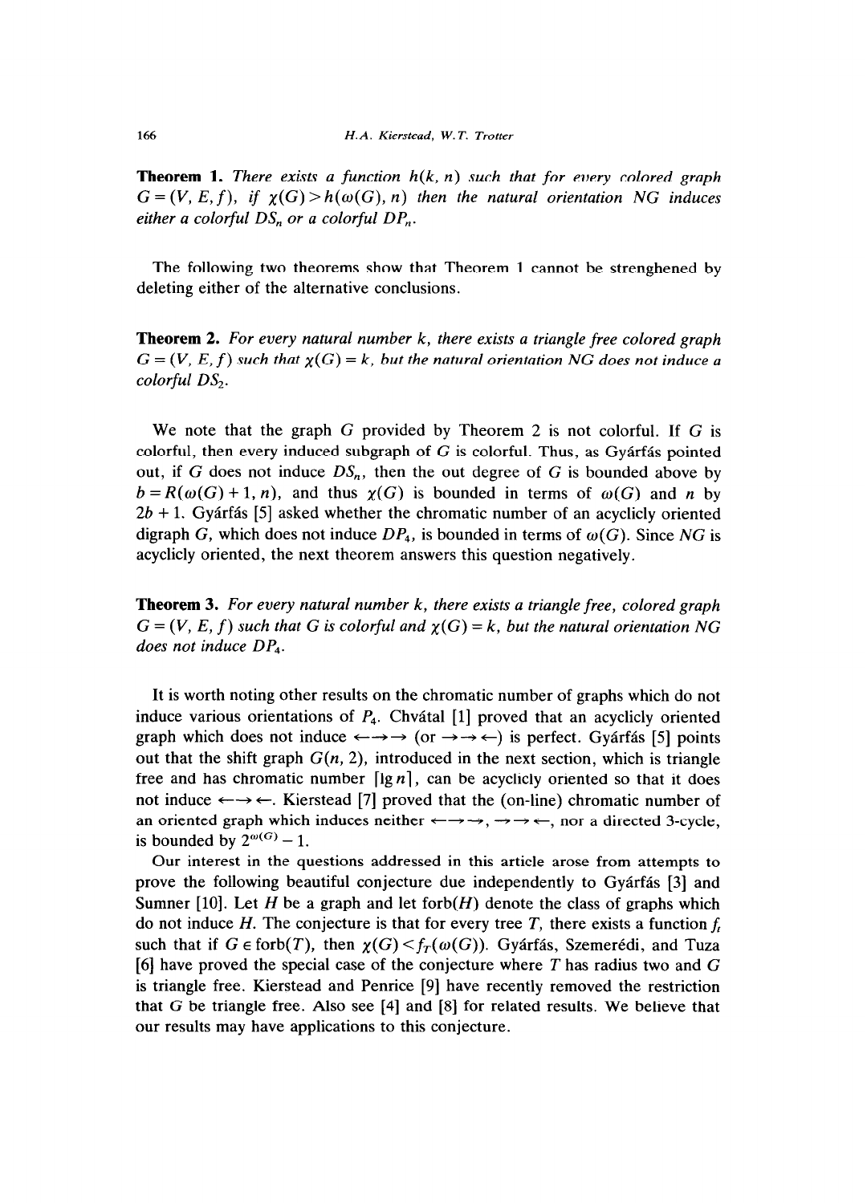**Theorem 1.** *There exists a function $h(k, n)$ such that for every colored graph $G = (V, E, f)$, if $\chi(G) > h(\omega(G), n)$ then the natural orientation $NG$ induces either a colorful $DS_n$ or a colorful $DP_n$.*

The following two theorems show that Theorem 1 cannot be strenghened by deleting either of the alternative conclusions.

**Theorem 2.** *For every natural number $k$, there exists a triangle free colored graph $G = (V, E, f)$ such that $\chi(G) = k$, but the natural orientation $NG$ does not induce a colorful $DS_2$.*

We note that the graph $G$ provided by Theorem 2 is not colorful. If $G$ is colorful, then every induced subgraph of $G$ is colorful. Thus, as Gyárfás pointed out, if $G$ does not induce $DS_n$, then the out degree of $G$ is bounded above by $b = R(\omega(G) + 1, n)$, and thus $\chi(G)$ is bounded in terms of $\omega(G)$ and $n$ by $2b + 1$. Gyárfás [5] asked whether the chromatic number of an acyclicly oriented digraph $G$, which does not induce $DP_4$, is bounded in terms of $\omega(G)$. Since $NG$ is acyclicly oriented, the next theorem answers this question negatively.

**Theorem 3.** *For every natural number $k$, there exists a triangle free, colored graph $G = (V, E, f)$ such that $G$ is colorful and $\chi(G) = k$, but the natural orientation $NG$ does not induce $DP_4$.*

It is worth noting other results on the chromatic number of graphs which do not induce various orientations of $P_4$. Chvátal [1] proved that an acyclicly oriented graph which does not induce $\longleftarrow\!\longrightarrow\!\longrightarrow$ (or $\longrightarrow\!\longrightarrow\!\longleftarrow$) is perfect. Gyárfás [5] points out that the shift graph $G(n, 2)$, introduced in the next section, which is triangle free and has chromatic number $\lceil \lg n \rceil$, can be acyclicly oriented so that it does not induce $\longleftarrow\!\longrightarrow\!\longleftarrow$. Kierstead [7] proved that the (on-line) chromatic number of an oriented graph which induces neither $\longleftarrow\!\longrightarrow\!\longrightarrow$, $\longrightarrow\!\longrightarrow\!\longleftarrow$, nor a directed 3-cycle, is bounded by $2^{\omega(G)} - 1$.

Our interest in the questions addressed in this article arose from attempts to prove the following beautiful conjecture due independently to Gyárfás [3] and Sumner [10]. Let $H$ be a graph and let forb$(H)$ denote the class of graphs which do not induce $H$. The conjecture is that for every tree $T$, there exists a function $f_t$ such that if $G \in \text{forb}(T)$, then $\chi(G) < f_T(\omega(G))$. Gyárfás, Szemerédi, and Tuza [6] have proved the special case of the conjecture where $T$ has radius two and $G$ is triangle free. Kierstead and Penrice [9] have recently removed the restriction that $G$ be triangle free. Also see [4] and [8] for related results. We believe that our results may have applications to this conjecture.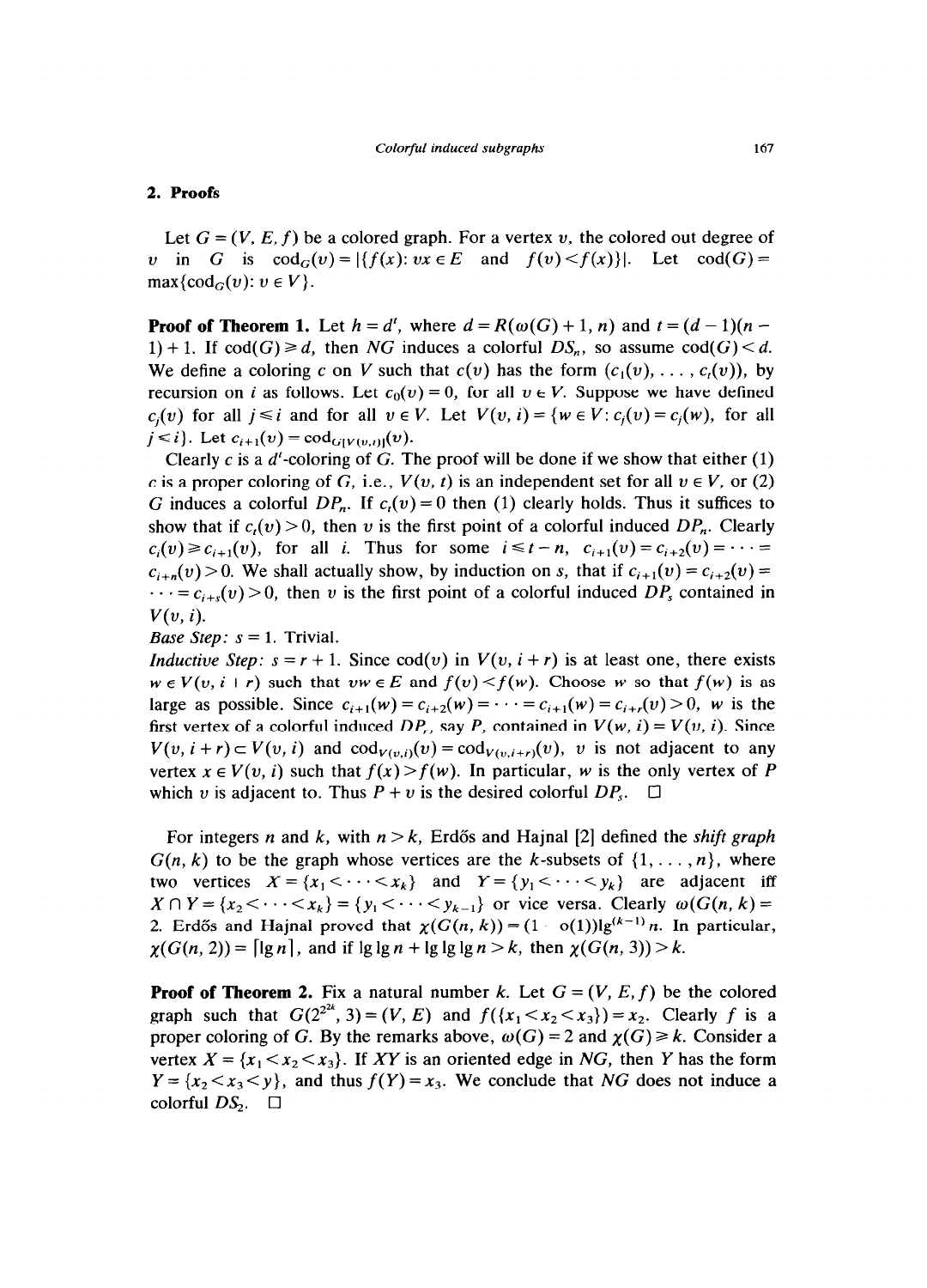## 2. Proofs

Let $G = (V, E, f)$ be a colored graph. For a vertex $v$, the colored out degree of $v$ in $G$ is $\mathrm{cod}_G(v) = |\{f(x): vx \in E \text{ and } f(v) < f(x)\}|$. Let $\mathrm{cod}(G) = \max\{\mathrm{cod}_G(v): v \in V\}$.

**Proof of Theorem 1.** Let $h = d^t$, where $d = R(\omega(G) + 1, n)$ and $t = (d - 1)(n - 1) + 1$. If $\mathrm{cod}(G) \geq d$, then $NG$ induces a colorful $DS_n$, so assume $\mathrm{cod}(G) < d$. We define a coloring $c$ on $V$ such that $c(v)$ has the form $(c_1(v), \ldots, c_t(v))$, by recursion on $i$ as follows. Let $c_0(v) = 0$, for all $v \in V$. Suppose we have defined $c_j(v)$ for all $j \leq i$ and for all $v \in V$. Let $V(v, i) = \{w \in V: c_j(v) = c_j(w), \text{ for all } j \leq i\}$. Let $c_{i+1}(v) = \mathrm{cod}_{G[V(v,i)]}(v)$.

Clearly $c$ is a $d^t$-coloring of $G$. The proof will be done if we show that either (1) $c$ is a proper coloring of $G$, i.e., $V(v, t)$ is an independent set for all $v \in V$, or (2) $G$ induces a colorful $DP_n$. If $c_t(v) = 0$ then (1) clearly holds. Thus it suffices to show that if $c_t(v) > 0$, then $v$ is the first point of a colorful induced $DP_n$. Clearly $c_i(v) \geq c_{i+1}(v)$, for all $i$. Thus for some $i \leq t - n$, $c_{i+1}(v) = c_{i+2}(v) = \cdots = c_{i+n}(v) > 0$. We shall actually show, by induction on $s$, that if $c_{i+1}(v) = c_{i+2}(v) = \cdots = c_{i+s}(v) > 0$, then $v$ is the first point of a colorful induced $DP_s$ contained in $V(v, i)$.

*Base Step:* $s = 1$. Trivial.

*Inductive Step:* $s = r + 1$. Since $\mathrm{cod}(v)$ in $V(v, i + r)$ is at least one, there exists $w \in V(v, i + r)$ such that $vw \in E$ and $f(v) < f(w)$. Choose $w$ so that $f(w)$ is as large as possible. Since $c_{i+1}(w) = c_{i+2}(w) = \cdots = c_{i+1}(w) = c_{i+r}(v) > 0$, $w$ is the first vertex of a colorful induced $DP_r$, say $P$, contained in $V(w, i) = V(v, i)$. Since $V(v, i + r) \subset V(v, i)$ and $\mathrm{cod}_{V(v,i)}(v) = \mathrm{cod}_{V(v,i+r)}(v)$, $v$ is not adjacent to any vertex $x \in V(v, i)$ such that $f(x) > f(w)$. In particular, $w$ is the only vertex of $P$ which $v$ is adjacent to. Thus $P + v$ is the desired colorful $DP_s$. $\square$

For integers $n$ and $k$, with $n > k$, Erdős and Hajnal [2] defined the *shift graph* $G(n, k)$ to be the graph whose vertices are the $k$-subsets of $\{1, \ldots, n\}$, where two vertices $X = \{x_1 < \cdots < x_k\}$ and $Y = \{y_1 < \cdots < y_k\}$ are adjacent iff $X \cap Y = \{x_2 < \cdots < x_k\} = \{y_1 < \cdots < y_{k-1}\}$ or vice versa. Clearly $\omega(G(n, k)) = 2$. Erdős and Hajnal proved that $\chi(G(n, k)) = (1 - o(1))\lg^{(k-1)} n$. In particular, $\chi(G(n, 2)) = \lceil \lg n \rceil$, and if $\lg \lg n + \lg \lg \lg n > k$, then $\chi(G(n, 3)) > k$.

**Proof of Theorem 2.** Fix a natural number $k$. Let $G = (V, E, f)$ be the colored graph such that $G(2^{2^{2k}}, 3) = (V, E)$ and $f(\{x_1 < x_2 < x_3\}) = x_2$. Clearly $f$ is a proper coloring of $G$. By the remarks above, $\omega(G) = 2$ and $\chi(G) \geq k$. Consider a vertex $X = \{x_1 < x_2 < x_3\}$. If $XY$ is an oriented edge in $NG$, then $Y$ has the form $Y = \{x_2 < x_3 < y\}$, and thus $f(Y) = x_3$. We conclude that $NG$ does not induce a colorful $DS_2$. $\square$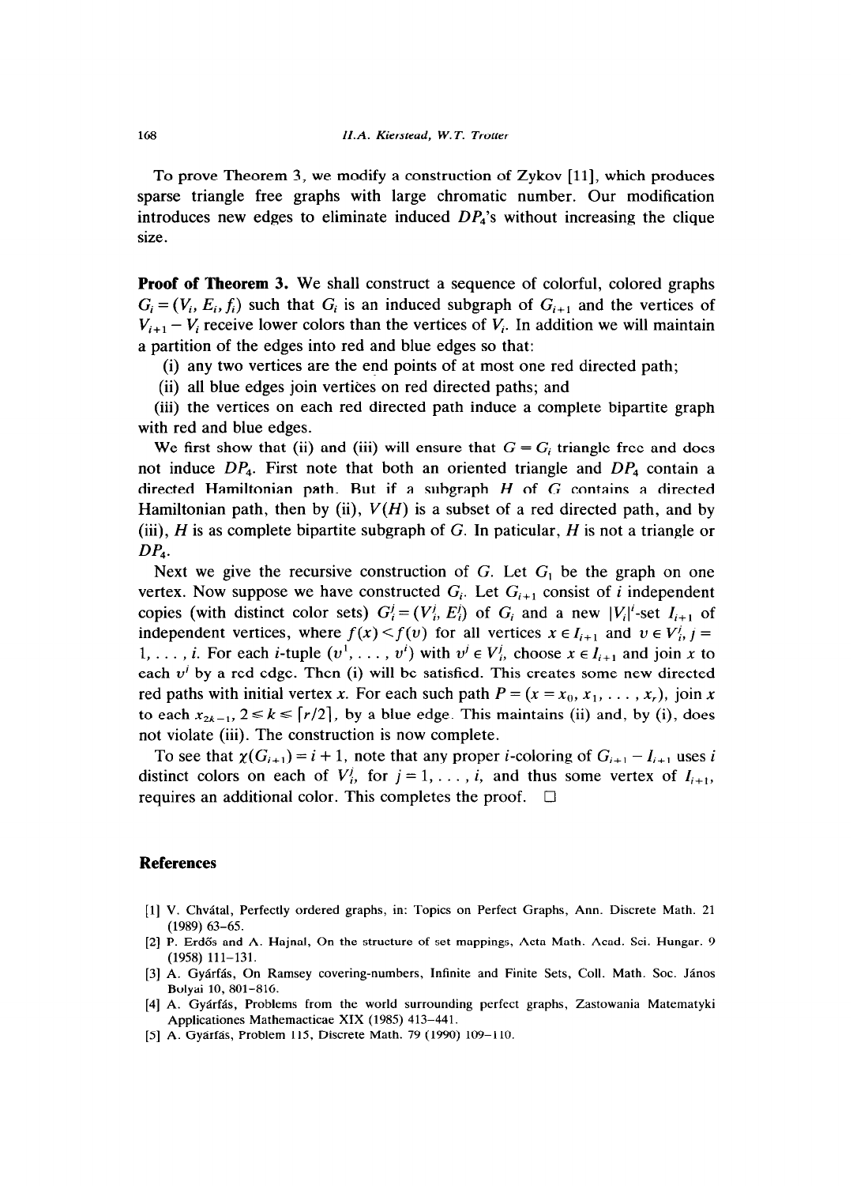To prove Theorem 3, we modify a construction of Zykov [11], which produces sparse triangle free graphs with large chromatic number. Our modification introduces new edges to eliminate induced $DP_4$'s without increasing the clique size.

**Proof of Theorem 3.** We shall construct a sequence of colorful, colored graphs $G_i = (V_i, E_i, f_i)$ such that $G_i$ is an induced subgraph of $G_{i+1}$ and the vertices of $V_{i+1} - V_i$ receive lower colors than the vertices of $V_i$. In addition we will maintain a partition of the edges into red and blue edges so that:

(i) any two vertices are the end points of at most one red directed path;

(ii) all blue edges join vertices on red directed paths; and

(iii) the vertices on each red directed path induce a complete bipartite graph with red and blue edges.

We first show that (ii) and (iii) will ensure that $G = G_i$ triangle free and does not induce $DP_4$. First note that both an oriented triangle and $DP_4$ contain a directed Hamiltonian path. But if a subgraph $H$ of $G$ contains a directed Hamiltonian path, then by (ii), $V(H)$ is a subset of a red directed path, and by (iii), $H$ is as complete bipartite subgraph of $G$. In paticular, $H$ is not a triangle or $DP_4$.

Next we give the recursive construction of $G$. Let $G_1$ be the graph on one vertex. Now suppose we have constructed $G_i$. Let $G_{i+1}$ consist of $i$ independent copies (with distinct color sets) $G_i^j = (V_i^j, E_i^j)$ of $G_i$ and a new $|V_i|^i$-set $I_{i+1}$ of independent vertices, where $f(x) < f(v)$ for all vertices $x \in I_{i+1}$ and $v \in V_i^j$, $j = 1, \ldots, i$. For each $i$-tuple $(v^1, \ldots, v^i)$ with $v^j \in V_i^j$, choose $x \in I_{i+1}$ and join $x$ to each $v^j$ by a red edge. Then (i) will be satisfied. This creates some new directed red paths with initial vertex $x$. For each such path $P = (x = x_0, x_1, \ldots, x_r)$, join $x$ to each $x_{2k-1}$, $2 \leq k \leq \lceil r/2 \rceil$, by a blue edge. This maintains (ii) and, by (i), does not violate (iii). The construction is now complete.

To see that $\chi(G_{i+1}) = i + 1$, note that any proper $i$-coloring of $G_{i+1} - I_{i+1}$ uses $i$ distinct colors on each of $V_i^j$, for $j = 1, \ldots, i$, and thus some vertex of $I_{i+1}$, requires an additional color. This completes the proof. $\square$

## References

[1] V. Chvátal, Perfectly ordered graphs, in: Topics on Perfect Graphs, Ann. Discrete Math. 21 (1989) 63–65.

[2] P. Erdős and A. Hajnal, On the structure of set mappings, Acta Math. Acad. Sci. Hungar. 9 (1958) 111–131.

[3] A. Gyárfás, On Ramsey covering-numbers, Infinite and Finite Sets, Coll. Math. Soc. János Bolyai 10, 801–816.

[4] A. Gyárfás, Problems from the world surrounding perfect graphs, Zastowania Matematyki Applicationes Mathemacticae XIX (1985) 413–441.

[5] A. Gyárfás, Problem 115, Discrete Math. 79 (1990) 109–110.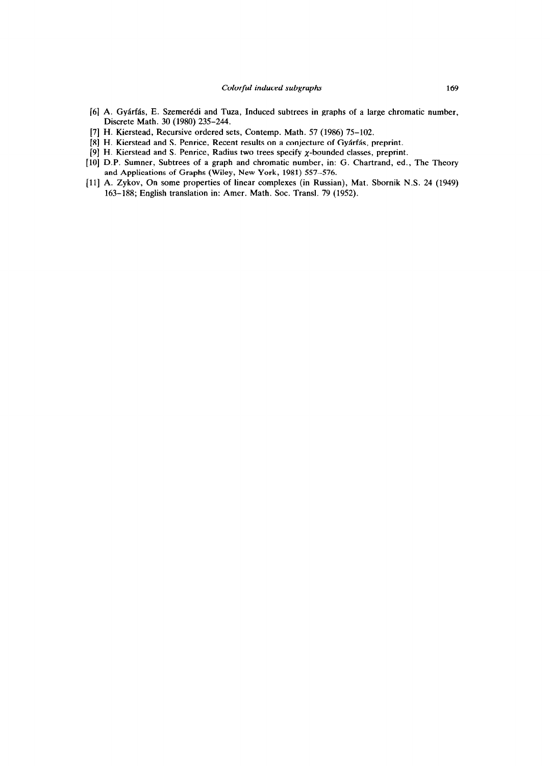[6] A. Gyárfás, E. Szemerédi and Tuza, Induced subtrees in graphs of a large chromatic number, Discrete Math. 30 (1980) 235–244.

[7] H. Kierstead, Recursive ordered sets, Contemp. Math. 57 (1986) 75–102.

[8] H. Kierstead and S. Penrice, Recent results on a conjecture of Gyárfás, preprint.

[9] H. Kierstead and S. Penrice, Radius two trees specify $\chi$-bounded classes, preprint.

[10] D.P. Sumner, Subtrees of a graph and chromatic number, in: G. Chartrand, ed., The Theory and Applications of Graphs (Wiley, New York, 1981) 557–576.

[11] A. Zykov, On some properties of linear complexes (in Russian), Mat. Sbornik N.S. 24 (1949) 163–188; English translation in: Amer. Math. Soc. Transl. 79 (1952).